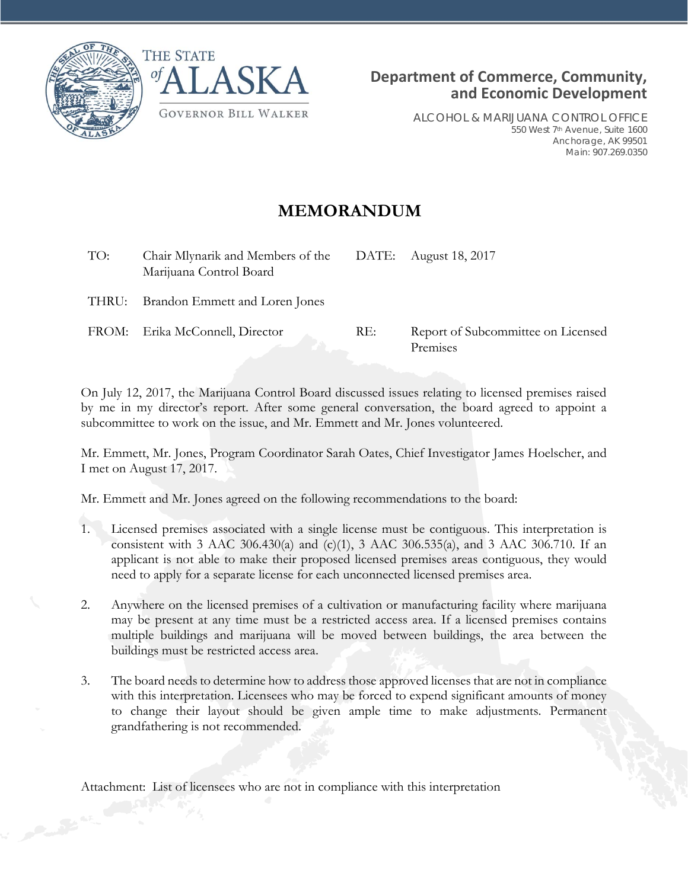THE STATE *of* ALASKA

GOVERNOR BILL WALKER

**Department of Commerce, Community, and Economic Development**

ALCOHOL & MARIJUANA CONTROL OFFICE
550 West 7th Avenue, Suite 1600
Anchorage, AK 99501
Main: 907.269.0350

# MEMORANDUM

| | | | |
|---|---|---|---|
| TO: | Chair Mlynarik and Members of the Marijuana Control Board | DATE: | August 18, 2017 |
| THRU: | Brandon Emmett and Loren Jones | | |
| FROM: | Erika McConnell, Director | RE: | Report of Subcommittee on Licensed Premises |

On July 12, 2017, the Marijuana Control Board discussed issues relating to licensed premises raised by me in my director's report. After some general conversation, the board agreed to appoint a subcommittee to work on the issue, and Mr. Emmett and Mr. Jones volunteered.

Mr. Emmett, Mr. Jones, Program Coordinator Sarah Oates, Chief Investigator James Hoelscher, and I met on August 17, 2017.

Mr. Emmett and Mr. Jones agreed on the following recommendations to the board:

1. Licensed premises associated with a single license must be contiguous. This interpretation is consistent with 3 AAC 306.430(a) and (c)(1), 3 AAC 306.535(a), and 3 AAC 306.710. If an applicant is not able to make their proposed licensed premises areas contiguous, they would need to apply for a separate license for each unconnected licensed premises area.

2. Anywhere on the licensed premises of a cultivation or manufacturing facility where marijuana may be present at any time must be a restricted access area. If a licensed premises contains multiple buildings and marijuana will be moved between buildings, the area between the buildings must be restricted access area.

3. The board needs to determine how to address those approved licenses that are not in compliance with this interpretation. Licensees who may be forced to expend significant amounts of money to change their layout should be given ample time to make adjustments. Permanent grandfathering is not recommended.

Attachment: List of licensees who are not in compliance with this interpretation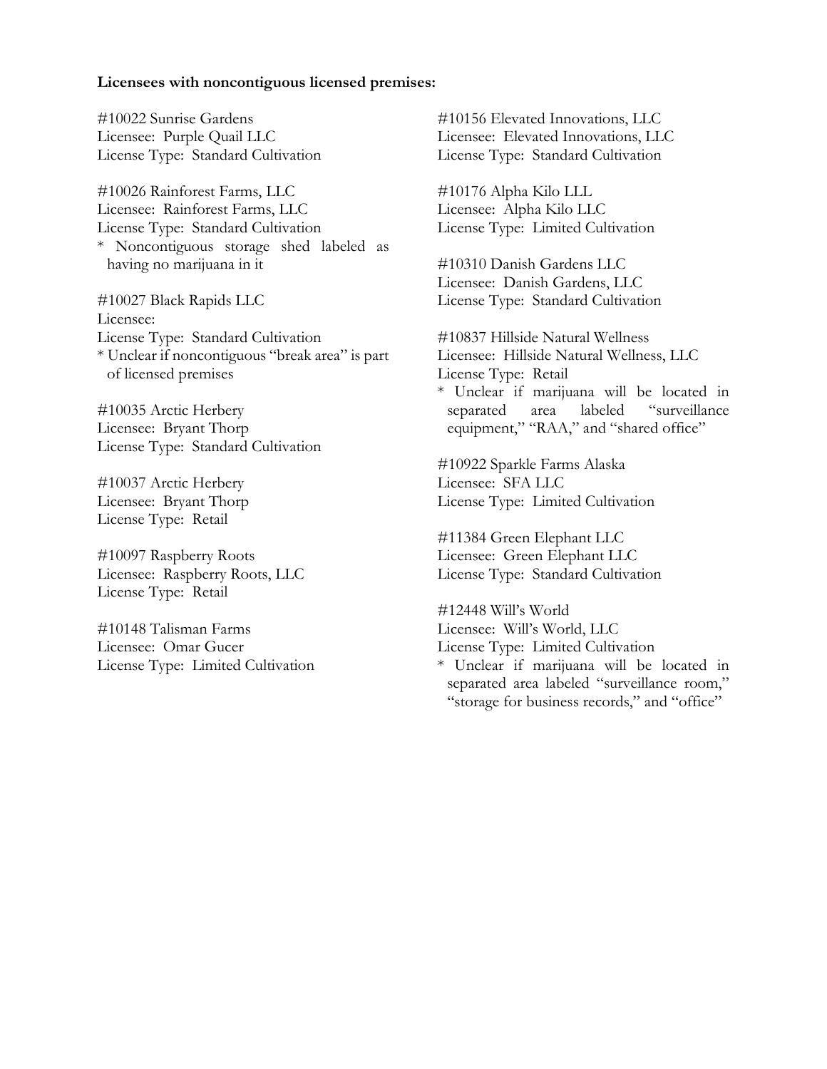**Licensees with noncontiguous licensed premises:**

#10022 Sunrise Gardens
Licensee: Purple Quail LLC
License Type: Standard Cultivation

#10026 Rainforest Farms, LLC
Licensee: Rainforest Farms, LLC
License Type: Standard Cultivation
* Noncontiguous storage shed labeled as having no marijuana in it

#10027 Black Rapids LLC
Licensee:
License Type: Standard Cultivation
* Unclear if noncontiguous "break area" is part of licensed premises

#10035 Arctic Herbery
Licensee: Bryant Thorp
License Type: Standard Cultivation

#10037 Arctic Herbery
Licensee: Bryant Thorp
License Type: Retail

#10097 Raspberry Roots
Licensee: Raspberry Roots, LLC
License Type: Retail

#10148 Talisman Farms
Licensee: Omar Gucer
License Type: Limited Cultivation

#10156 Elevated Innovations, LLC
Licensee: Elevated Innovations, LLC
License Type: Standard Cultivation

#10176 Alpha Kilo LLL
Licensee: Alpha Kilo LLC
License Type: Limited Cultivation

#10310 Danish Gardens LLC
Licensee: Danish Gardens, LLC
License Type: Standard Cultivation

#10837 Hillside Natural Wellness
Licensee: Hillside Natural Wellness, LLC
License Type: Retail
* Unclear if marijuana will be located in separated area labeled "surveillance equipment," "RAA," and "shared office"

#10922 Sparkle Farms Alaska
Licensee: SFA LLC
License Type: Limited Cultivation

#11384 Green Elephant LLC
Licensee: Green Elephant LLC
License Type: Standard Cultivation

#12448 Will's World
Licensee: Will's World, LLC
License Type: Limited Cultivation
* Unclear if marijuana will be located in separated area labeled "surveillance room," "storage for business records," and "office"